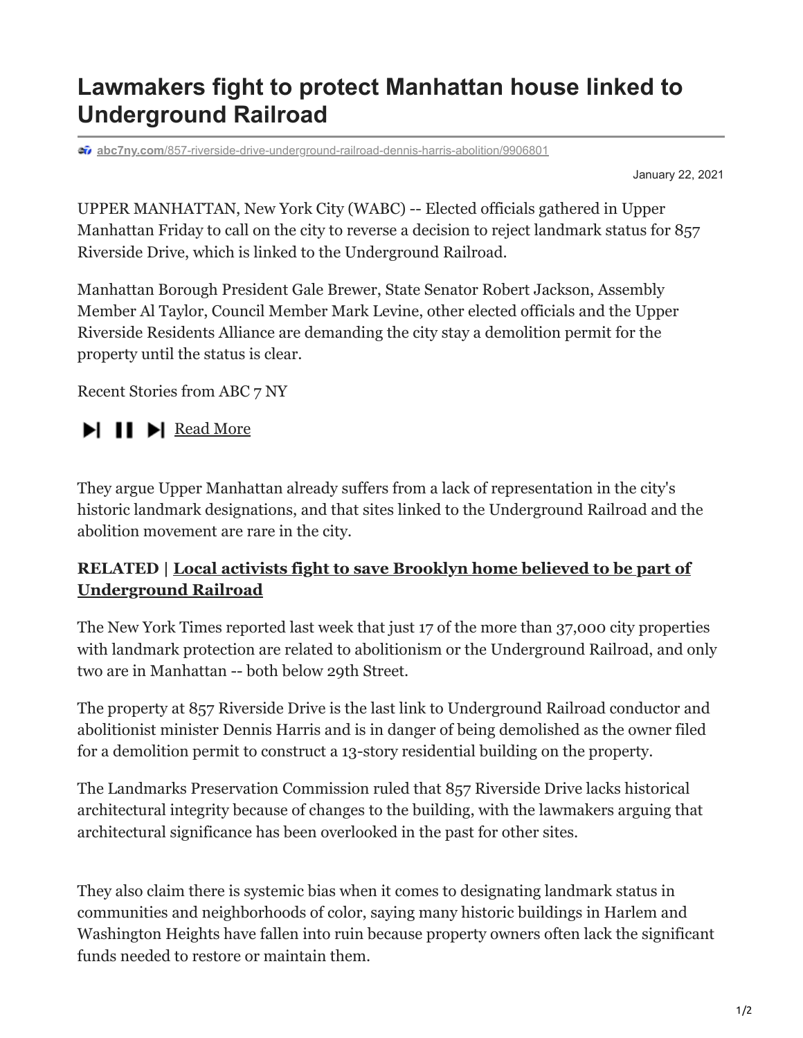# Lawmakers fight to protect Manhattan house linked to Underground Railroad

abc7ny.com/857-riverside-drive-underground-railroad-dennis-harris-abolition/9906801

January 22, 2021

UPPER MANHATTAN, New York City (WABC) -- Elected officials gathered in Upper Manhattan Friday to call on the city to reverse a decision to reject landmark status for 857 Riverside Drive, which is linked to the Underground Railroad.

Manhattan Borough President Gale Brewer, State Senator Robert Jackson, Assembly Member Al Taylor, Council Member Mark Levine, other elected officials and the Upper Riverside Residents Alliance are demanding the city stay a demolition permit for the property until the status is clear.

Recent Stories from ABC 7 NY

Read More

They argue Upper Manhattan already suffers from a lack of representation in the city's historic landmark designations, and that sites linked to the Underground Railroad and the abolition movement are rare in the city.

**RELATED | Local activists fight to save Brooklyn home believed to be part of Underground Railroad**

The New York Times reported last week that just 17 of the more than 37,000 city properties with landmark protection are related to abolitionism or the Underground Railroad, and only two are in Manhattan -- both below 29th Street.

The property at 857 Riverside Drive is the last link to Underground Railroad conductor and abolitionist minister Dennis Harris and is in danger of being demolished as the owner filed for a demolition permit to construct a 13-story residential building on the property.

The Landmarks Preservation Commission ruled that 857 Riverside Drive lacks historical architectural integrity because of changes to the building, with the lawmakers arguing that architectural significance has been overlooked in the past for other sites.

They also claim there is systemic bias when it comes to designating landmark status in communities and neighborhoods of color, saying many historic buildings in Harlem and Washington Heights have fallen into ruin because property owners often lack the significant funds needed to restore or maintain them.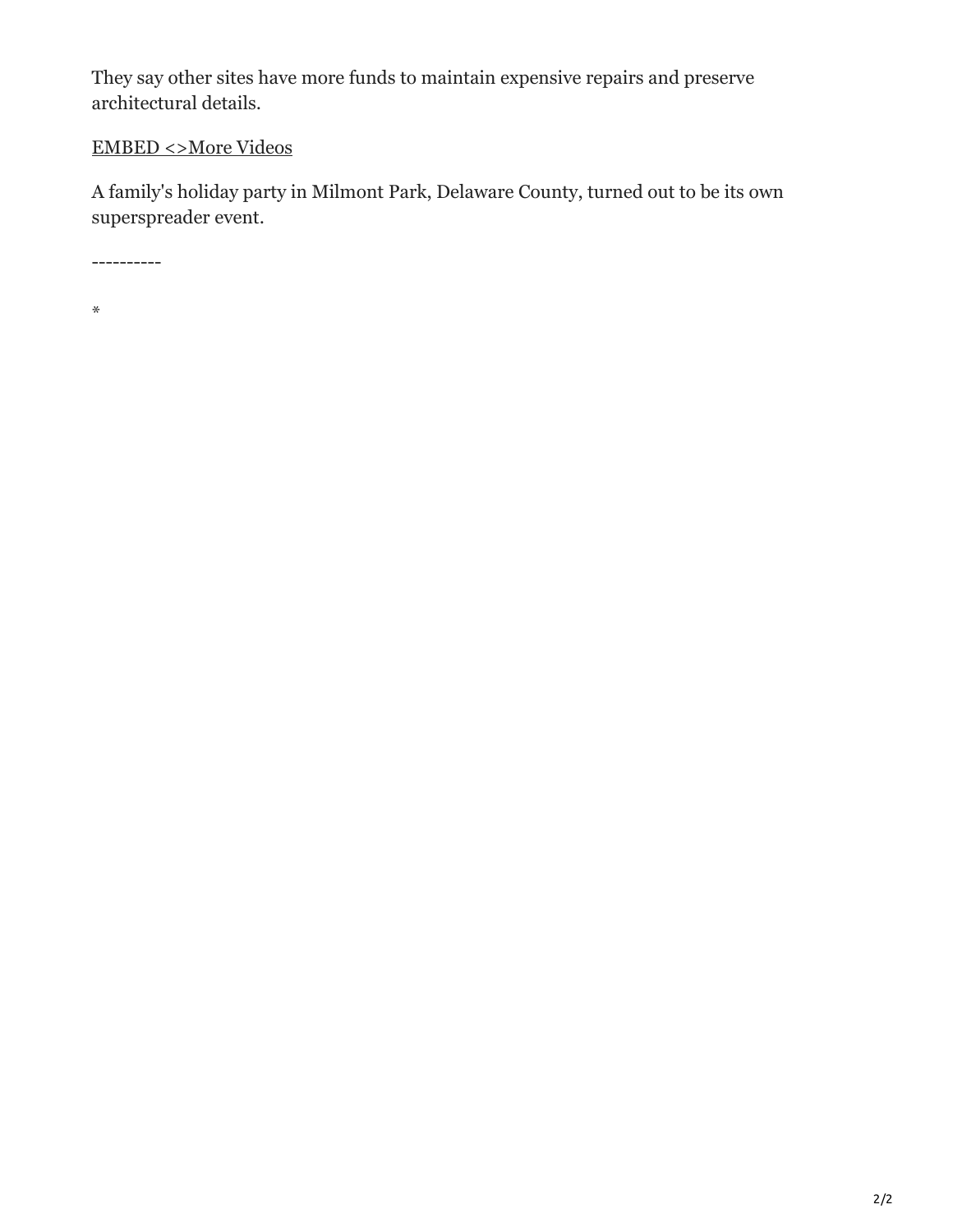They say other sites have more funds to maintain expensive repairs and preserve architectural details.

EMBED <>More Videos

A family's holiday party in Milmont Park, Delaware County, turned out to be its own superspreader event.

----------

*